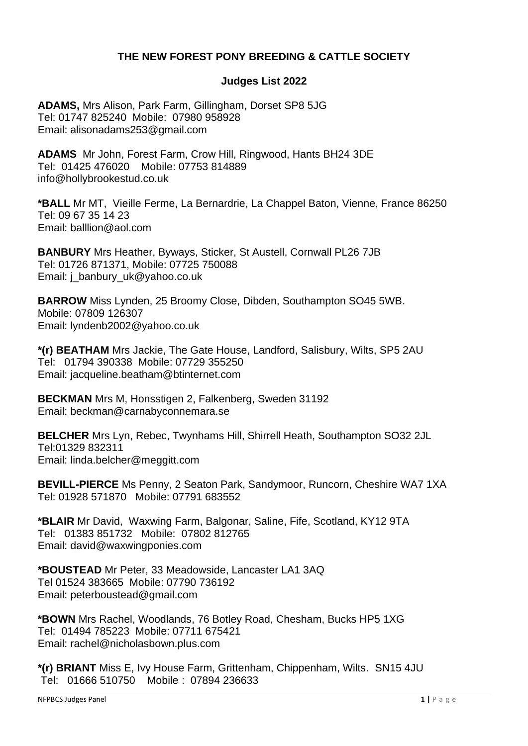## THE NEW FOREST PONY BREEDING & CATTLE SOCIETY

### Judges List 2022

**ADAMS,** Mrs Alison, Park Farm, Gillingham, Dorset SP8 5JG
Tel: 01747 825240 Mobile: 07980 958928
Email: alisonadams253@gmail.com

**ADAMS** Mr John, Forest Farm, Crow Hill, Ringwood, Hants BH24 3DE
Tel: 01425 476020 Mobile: 07753 814889
info@hollybrookestud.co.uk

**\*BALL** Mr MT, Vieille Ferme, La Bernardrie, La Chappel Baton, Vienne, France 86250
Tel: 09 67 35 14 23
Email: balllion@aol.com

**BANBURY** Mrs Heather, Byways, Sticker, St Austell, Cornwall PL26 7JB
Tel: 01726 871371, Mobile: 07725 750088
Email: j_banbury_uk@yahoo.co.uk

**BARROW** Miss Lynden, 25 Broomy Close, Dibden, Southampton SO45 5WB.
Mobile: 07809 126307
Email: lyndenb2002@yahoo.co.uk

**\*(r) BEATHAM** Mrs Jackie, The Gate House, Landford, Salisbury, Wilts, SP5 2AU
Tel: 01794 390338 Mobile: 07729 355250
Email: jacqueline.beatham@btinternet.com

**BECKMAN** Mrs M, Honsstigen 2, Falkenberg, Sweden 31192
Email: beckman@carnabyconnemara.se

**BELCHER** Mrs Lyn, Rebec, Twynhams Hill, Shirrell Heath, Southampton SO32 2JL
Tel:01329 832311
Email: linda.belcher@meggitt.com

**BEVILL-PIERCE** Ms Penny, 2 Seaton Park, Sandymoor, Runcorn, Cheshire WA7 1XA
Tel: 01928 571870 Mobile: 07791 683552

**\*BLAIR** Mr David, Waxwing Farm, Balgonar, Saline, Fife, Scotland, KY12 9TA
Tel: 01383 851732 Mobile: 07802 812765
Email: david@waxwingponies.com

**\*BOUSTEAD** Mr Peter, 33 Meadowside, Lancaster LA1 3AQ
Tel 01524 383665 Mobile: 07790 736192
Email: peterboustead@gmail.com

**\*BOWN** Mrs Rachel, Woodlands, 76 Botley Road, Chesham, Bucks HP5 1XG
Tel: 01494 785223 Mobile: 07711 675421
Email: rachel@nicholasbown.plus.com

**\*(r) BRIANT** Miss E, Ivy House Farm, Grittenham, Chippenham, Wilts. SN15 4JU
Tel: 01666 510750 Mobile : 07894 236633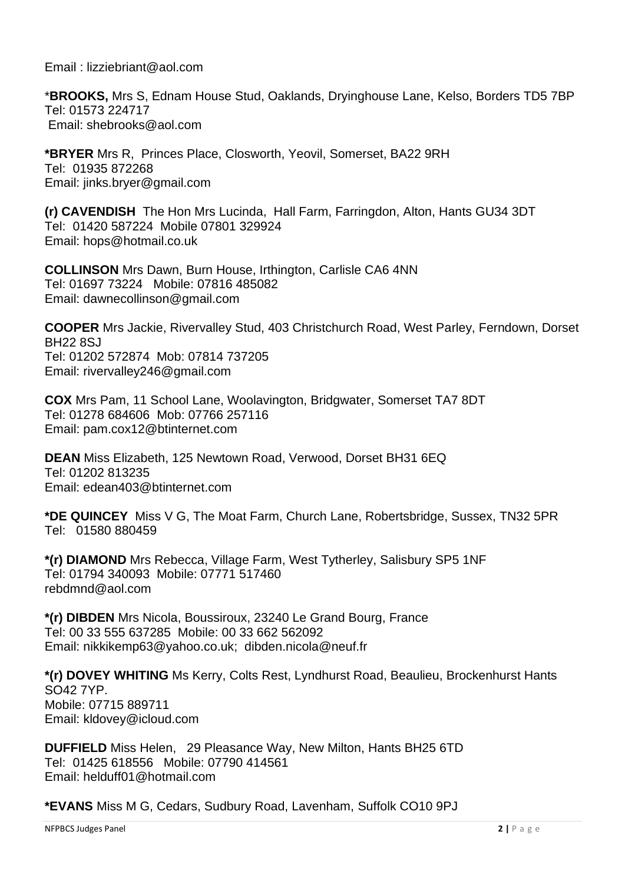Email : lizziebriant@aol.com

***BROOKS,** Mrs S, Ednam House Stud, Oaklands, Dryinghouse Lane, Kelso, Borders TD5 7BP
Tel: 01573 224717
Email: shebrooks@aol.com

**\*BRYER** Mrs R, Princes Place, Closworth, Yeovil, Somerset, BA22 9RH
Tel: 01935 872268
Email: jinks.bryer@gmail.com

**(r) CAVENDISH** The Hon Mrs Lucinda, Hall Farm, Farringdon, Alton, Hants GU34 3DT
Tel: 01420 587224 Mobile 07801 329924
Email: hops@hotmail.co.uk

**COLLINSON** Mrs Dawn, Burn House, Irthington, Carlisle CA6 4NN
Tel: 01697 73224 Mobile: 07816 485082
Email: dawnecollinson@gmail.com

**COOPER** Mrs Jackie, Rivervalley Stud, 403 Christchurch Road, West Parley, Ferndown, Dorset BH22 8SJ
Tel: 01202 572874 Mob: 07814 737205
Email: rivervalley246@gmail.com

**COX** Mrs Pam, 11 School Lane, Woolavington, Bridgwater, Somerset TA7 8DT
Tel: 01278 684606 Mob: 07766 257116
Email: pam.cox12@btinternet.com

**DEAN** Miss Elizabeth, 125 Newtown Road, Verwood, Dorset BH31 6EQ
Tel: 01202 813235
Email: edean403@btinternet.com

**\*DE QUINCEY** Miss V G, The Moat Farm, Church Lane, Robertsbridge, Sussex, TN32 5PR
Tel: 01580 880459

**\*(r) DIAMOND** Mrs Rebecca, Village Farm, West Tytherley, Salisbury SP5 1NF
Tel: 01794 340093 Mobile: 07771 517460
rebdmnd@aol.com

**\*(r) DIBDEN** Mrs Nicola, Boussiroux, 23240 Le Grand Bourg, France
Tel: 00 33 555 637285 Mobile: 00 33 662 562092
Email: nikkikemp63@yahoo.co.uk; dibden.nicola@neuf.fr

**\*(r) DOVEY WHITING** Ms Kerry, Colts Rest, Lyndhurst Road, Beaulieu, Brockenhurst Hants SO42 7YP.
Mobile: 07715 889711
Email: kldovey@icloud.com

**DUFFIELD** Miss Helen, 29 Pleasance Way, New Milton, Hants BH25 6TD
Tel: 01425 618556 Mobile: 07790 414561
Email: helduff01@hotmail.com

**\*EVANS** Miss M G, Cedars, Sudbury Road, Lavenham, Suffolk CO10 9PJ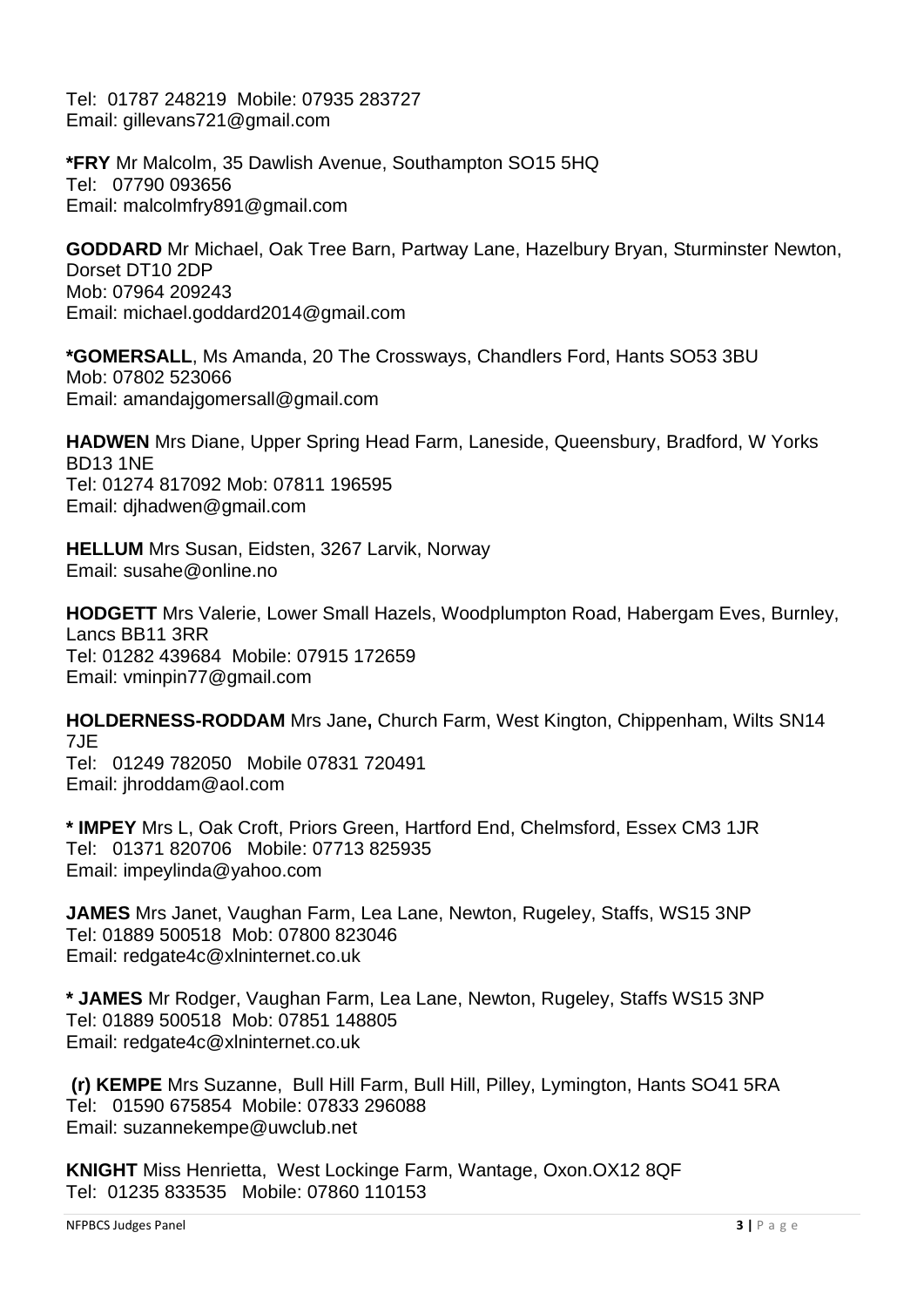Tel: 01787 248219 Mobile: 07935 283727
Email: gillevans721@gmail.com

**\*FRY** Mr Malcolm, 35 Dawlish Avenue, Southampton SO15 5HQ
Tel: 07790 093656
Email: malcolmfry891@gmail.com

**GODDARD** Mr Michael, Oak Tree Barn, Partway Lane, Hazelbury Bryan, Sturminster Newton, Dorset DT10 2DP
Mob: 07964 209243
Email: michael.goddard2014@gmail.com

**\*GOMERSALL**, Ms Amanda, 20 The Crossways, Chandlers Ford, Hants SO53 3BU
Mob: 07802 523066
Email: amandajgomersall@gmail.com

**HADWEN** Mrs Diane, Upper Spring Head Farm, Laneside, Queensbury, Bradford, W Yorks BD13 1NE
Tel: 01274 817092 Mob: 07811 196595
Email: djhadwen@gmail.com

**HELLUM** Mrs Susan, Eidsten, 3267 Larvik, Norway
Email: susahe@online.no

**HODGETT** Mrs Valerie, Lower Small Hazels, Woodplumpton Road, Habergam Eves, Burnley, Lancs BB11 3RR
Tel: 01282 439684 Mobile: 07915 172659
Email: vminpin77@gmail.com

**HOLDERNESS-RODDAM** Mrs Jane**,** Church Farm, West Kington, Chippenham, Wilts SN14 7JE
Tel: 01249 782050 Mobile 07831 720491
Email: jhroddam@aol.com

**\* IMPEY** Mrs L, Oak Croft, Priors Green, Hartford End, Chelmsford, Essex CM3 1JR
Tel: 01371 820706 Mobile: 07713 825935
Email: impeylinda@yahoo.com

**JAMES** Mrs Janet, Vaughan Farm, Lea Lane, Newton, Rugeley, Staffs, WS15 3NP
Tel: 01889 500518 Mob: 07800 823046
Email: redgate4c@xlninternet.co.uk

**\* JAMES** Mr Rodger, Vaughan Farm, Lea Lane, Newton, Rugeley, Staffs WS15 3NP
Tel: 01889 500518 Mob: 07851 148805
Email: redgate4c@xlninternet.co.uk

**(r) KEMPE** Mrs Suzanne, Bull Hill Farm, Bull Hill, Pilley, Lymington, Hants SO41 5RA
Tel: 01590 675854 Mobile: 07833 296088
Email: suzannekempe@uwclub.net

**KNIGHT** Miss Henrietta, West Lockinge Farm, Wantage, Oxon.OX12 8QF
Tel: 01235 833535 Mobile: 07860 110153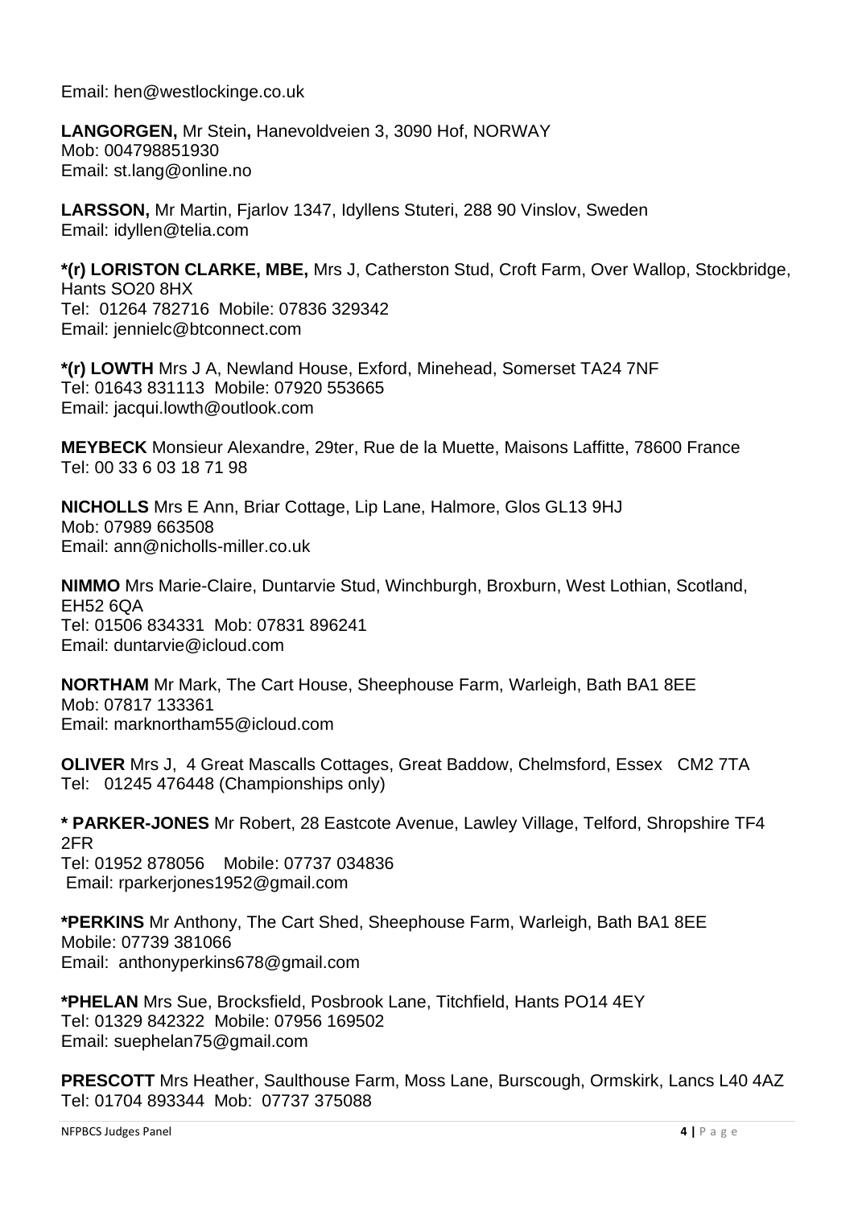Email: hen@westlockinge.co.uk

**LANGORGEN,** Mr Stein**,** Hanevoldveien 3, 3090 Hof, NORWAY
Mob: 004798851930
Email: st.lang@online.no

**LARSSON,** Mr Martin, Fjarlov 1347, Idyllens Stuteri, 288 90 Vinslov, Sweden
Email: idyllen@telia.com

**\*(r) LORISTON CLARKE, MBE,** Mrs J, Catherston Stud, Croft Farm, Over Wallop, Stockbridge, Hants SO20 8HX
Tel: 01264 782716 Mobile: 07836 329342
Email: jennielc@btconnect.com

**\*(r) LOWTH** Mrs J A, Newland House, Exford, Minehead, Somerset TA24 7NF
Tel: 01643 831113 Mobile: 07920 553665
Email: jacqui.lowth@outlook.com

**MEYBECK** Monsieur Alexandre, 29ter, Rue de la Muette, Maisons Laffitte, 78600 France
Tel: 00 33 6 03 18 71 98

**NICHOLLS** Mrs E Ann, Briar Cottage, Lip Lane, Halmore, Glos GL13 9HJ
Mob: 07989 663508
Email: ann@nicholls-miller.co.uk

**NIMMO** Mrs Marie-Claire, Duntarvie Stud, Winchburgh, Broxburn, West Lothian, Scotland, EH52 6QA
Tel: 01506 834331 Mob: 07831 896241
Email: duntarvie@icloud.com

**NORTHAM** Mr Mark, The Cart House, Sheephouse Farm, Warleigh, Bath BA1 8EE
Mob: 07817 133361
Email: marknortham55@icloud.com

**OLIVER** Mrs J, 4 Great Mascalls Cottages, Great Baddow, Chelmsford, Essex CM2 7TA
Tel: 01245 476448 (Championships only)

**\* PARKER-JONES** Mr Robert, 28 Eastcote Avenue, Lawley Village, Telford, Shropshire TF4 2FR
Tel: 01952 878056 Mobile: 07737 034836
Email: rparkerjones1952@gmail.com

**\*PERKINS** Mr Anthony, The Cart Shed, Sheephouse Farm, Warleigh, Bath BA1 8EE
Mobile: 07739 381066
Email: anthonyperkins678@gmail.com

**\*PHELAN** Mrs Sue, Brocksfield, Posbrook Lane, Titchfield, Hants PO14 4EY
Tel: 01329 842322 Mobile: 07956 169502
Email: suephelan75@gmail.com

**PRESCOTT** Mrs Heather, Saulthouse Farm, Moss Lane, Burscough, Ormskirk, Lancs L40 4AZ
Tel: 01704 893344 Mob: 07737 375088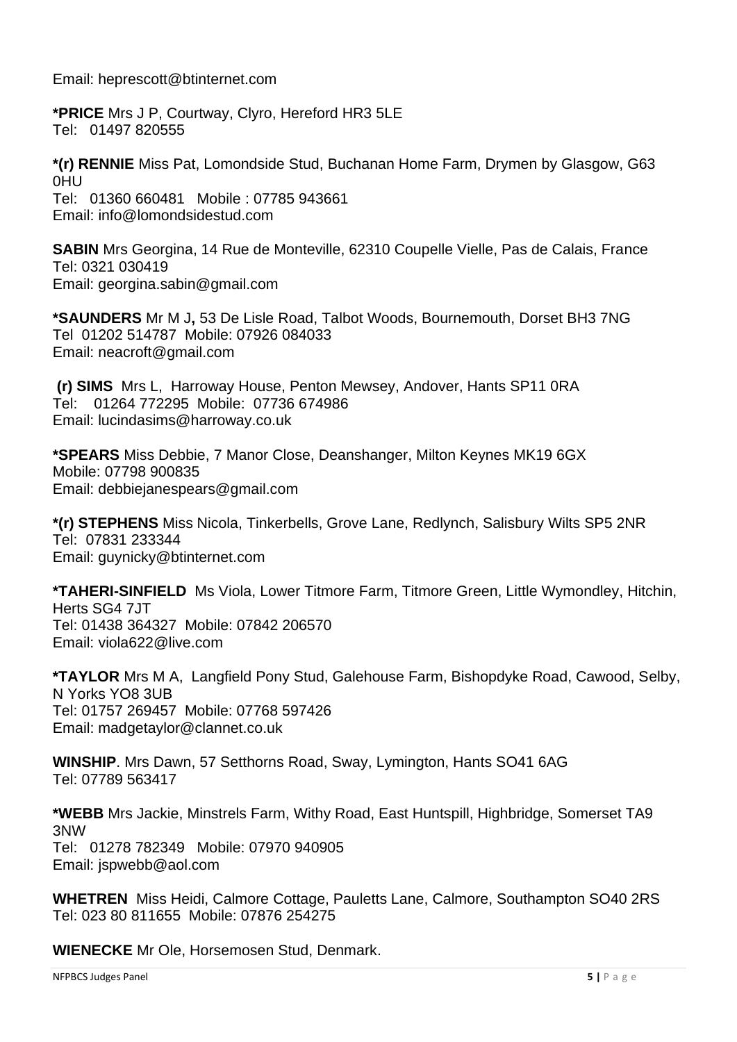Email: heprescott@btinternet.com

**\*PRICE** Mrs J P, Courtway, Clyro, Hereford HR3 5LE
Tel: 01497 820555

**\*(r) RENNIE** Miss Pat, Lomondside Stud, Buchanan Home Farm, Drymen by Glasgow, G63 0HU
Tel: 01360 660481 Mobile : 07785 943661
Email: info@lomondsidestud.com

**SABIN** Mrs Georgina, 14 Rue de Monteville, 62310 Coupelle Vielle, Pas de Calais, France
Tel: 0321 030419
Email: georgina.sabin@gmail.com

**\*SAUNDERS** Mr M J**,** 53 De Lisle Road, Talbot Woods, Bournemouth, Dorset BH3 7NG
Tel 01202 514787 Mobile: 07926 084033
Email: neacroft@gmail.com

**(r) SIMS** Mrs L, Harroway House, Penton Mewsey, Andover, Hants SP11 0RA
Tel: 01264 772295 Mobile: 07736 674986
Email: lucindasims@harroway.co.uk

**\*SPEARS** Miss Debbie, 7 Manor Close, Deanshanger, Milton Keynes MK19 6GX
Mobile: 07798 900835
Email: debbiejanespears@gmail.com

**\*(r) STEPHENS** Miss Nicola, Tinkerbells, Grove Lane, Redlynch, Salisbury Wilts SP5 2NR
Tel: 07831 233344
Email: guynicky@btinternet.com

**\*TAHERI-SINFIELD** Ms Viola, Lower Titmore Farm, Titmore Green, Little Wymondley, Hitchin, Herts SG4 7JT
Tel: 01438 364327 Mobile: 07842 206570
Email: viola622@live.com

**\*TAYLOR** Mrs M A, Langfield Pony Stud, Galehouse Farm, Bishopdyke Road, Cawood, Selby, N Yorks YO8 3UB
Tel: 01757 269457 Mobile: 07768 597426
Email: madgetaylor@clannet.co.uk

**WINSHIP**. Mrs Dawn, 57 Setthorns Road, Sway, Lymington, Hants SO41 6AG
Tel: 07789 563417

**\*WEBB** Mrs Jackie, Minstrels Farm, Withy Road, East Huntspill, Highbridge, Somerset TA9 3NW
Tel: 01278 782349 Mobile: 07970 940905
Email: jspwebb@aol.com

**WHETREN** Miss Heidi, Calmore Cottage, Pauletts Lane, Calmore, Southampton SO40 2RS
Tel: 023 80 811655 Mobile: 07876 254275

**WIENECKE** Mr Ole, Horsemosen Stud, Denmark.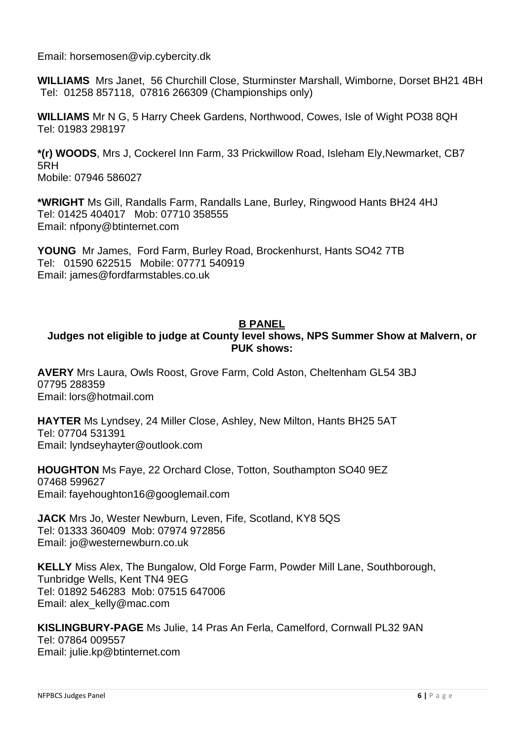Email: horsemosen@vip.cybercity.dk

**WILLIAMS** Mrs Janet, 56 Churchill Close, Sturminster Marshall, Wimborne, Dorset BH21 4BH
Tel: 01258 857118, 07816 266309 (Championships only)

**WILLIAMS** Mr N G, 5 Harry Cheek Gardens, Northwood, Cowes, Isle of Wight PO38 8QH
Tel: 01983 298197

***(r) WOODS**, Mrs J, Cockerel Inn Farm, 33 Prickwillow Road, Isleham Ely,Newmarket, CB7 5RH
Mobile: 07946 586027

***WRIGHT** Ms Gill, Randalls Farm, Randalls Lane, Burley, Ringwood Hants BH24 4HJ
Tel: 01425 404017 Mob: 07710 358555
Email: nfpony@btinternet.com

**YOUNG** Mr James, Ford Farm, Burley Road, Brockenhurst, Hants SO42 7TB
Tel: 01590 622515 Mobile: 07771 540919
Email: james@fordfarmstables.co.uk

## B PANEL

**Judges not eligible to judge at County level shows, NPS Summer Show at Malvern, or PUK shows:**

**AVERY** Mrs Laura, Owls Roost, Grove Farm, Cold Aston, Cheltenham GL54 3BJ
07795 288359
Email: lors@hotmail.com

**HAYTER** Ms Lyndsey, 24 Miller Close, Ashley, New Milton, Hants BH25 5AT
Tel: 07704 531391
Email: lyndseyhayter@outlook.com

**HOUGHTON** Ms Faye, 22 Orchard Close, Totton, Southampton SO40 9EZ
07468 599627
Email: fayehoughton16@googlemail.com

**JACK** Mrs Jo, Wester Newburn, Leven, Fife, Scotland, KY8 5QS
Tel: 01333 360409 Mob: 07974 972856
Email: jo@westernewburn.co.uk

**KELLY** Miss Alex, The Bungalow, Old Forge Farm, Powder Mill Lane, Southborough, Tunbridge Wells, Kent TN4 9EG
Tel: 01892 546283 Mob: 07515 647006
Email: alex_kelly@mac.com

**KISLINGBURY-PAGE** Ms Julie, 14 Pras An Ferla, Camelford, Cornwall PL32 9AN
Tel: 07864 009557
Email: julie.kp@btinternet.com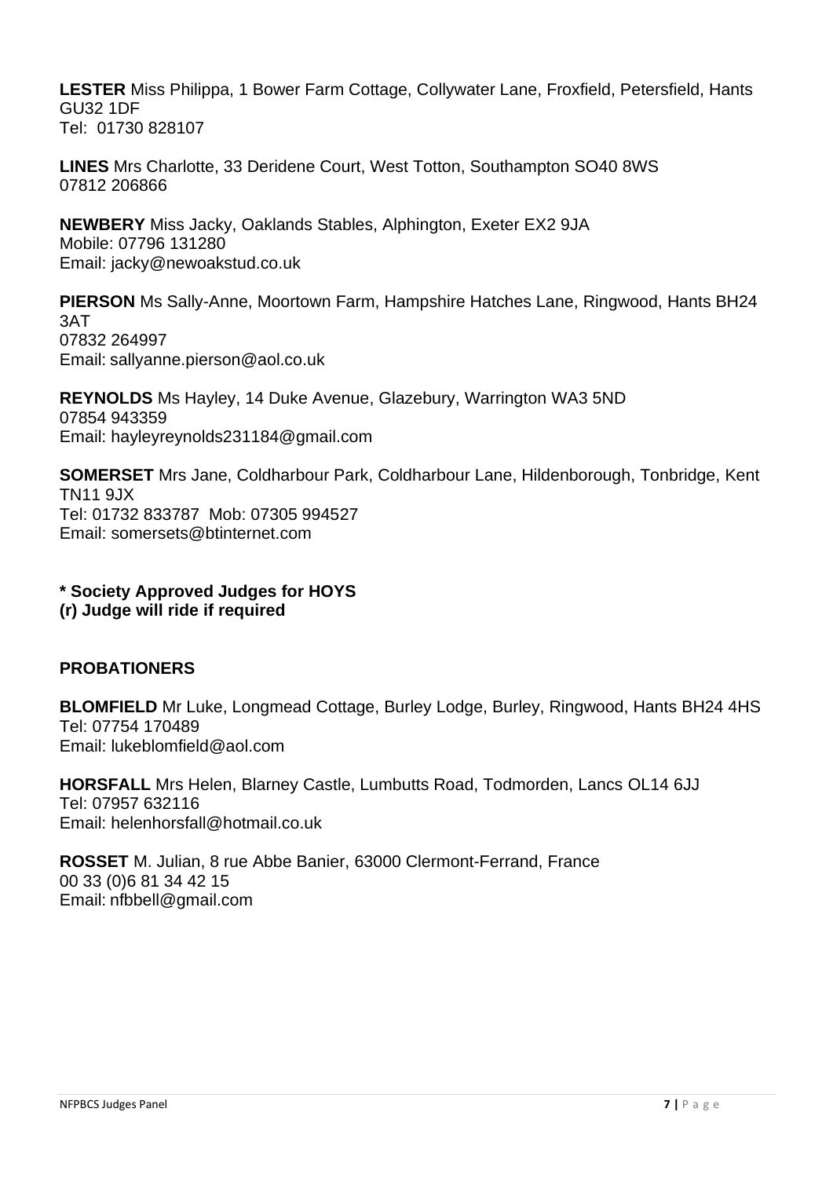**LESTER** Miss Philippa, 1 Bower Farm Cottage, Collywater Lane, Froxfield, Petersfield, Hants GU32 1DF
Tel: 01730 828107

**LINES** Mrs Charlotte, 33 Deridene Court, West Totton, Southampton SO40 8WS
07812 206866

**NEWBERY** Miss Jacky, Oaklands Stables, Alphington, Exeter EX2 9JA
Mobile: 07796 131280
Email: jacky@newoakstud.co.uk

**PIERSON** Ms Sally-Anne, Moortown Farm, Hampshire Hatches Lane, Ringwood, Hants BH24 3AT
07832 264997
Email: sallyanne.pierson@aol.co.uk

**REYNOLDS** Ms Hayley, 14 Duke Avenue, Glazebury, Warrington WA3 5ND
07854 943359
Email: hayleyreynolds231184@gmail.com

**SOMERSET** Mrs Jane, Coldharbour Park, Coldharbour Lane, Hildenborough, Tonbridge, Kent TN11 9JX
Tel: 01732 833787 Mob: 07305 994527
Email: somersets@btinternet.com

**\* Society Approved Judges for HOYS**
**(r) Judge will ride if required**

## PROBATIONERS

**BLOMFIELD** Mr Luke, Longmead Cottage, Burley Lodge, Burley, Ringwood, Hants BH24 4HS
Tel: 07754 170489
Email: lukeblomfield@aol.com

**HORSFALL** Mrs Helen, Blarney Castle, Lumbutts Road, Todmorden, Lancs OL14 6JJ
Tel: 07957 632116
Email: helenhorsfall@hotmail.co.uk

**ROSSET** M. Julian, 8 rue Abbe Banier, 63000 Clermont-Ferrand, France
00 33 (0)6 81 34 42 15
Email: nfbbell@gmail.com